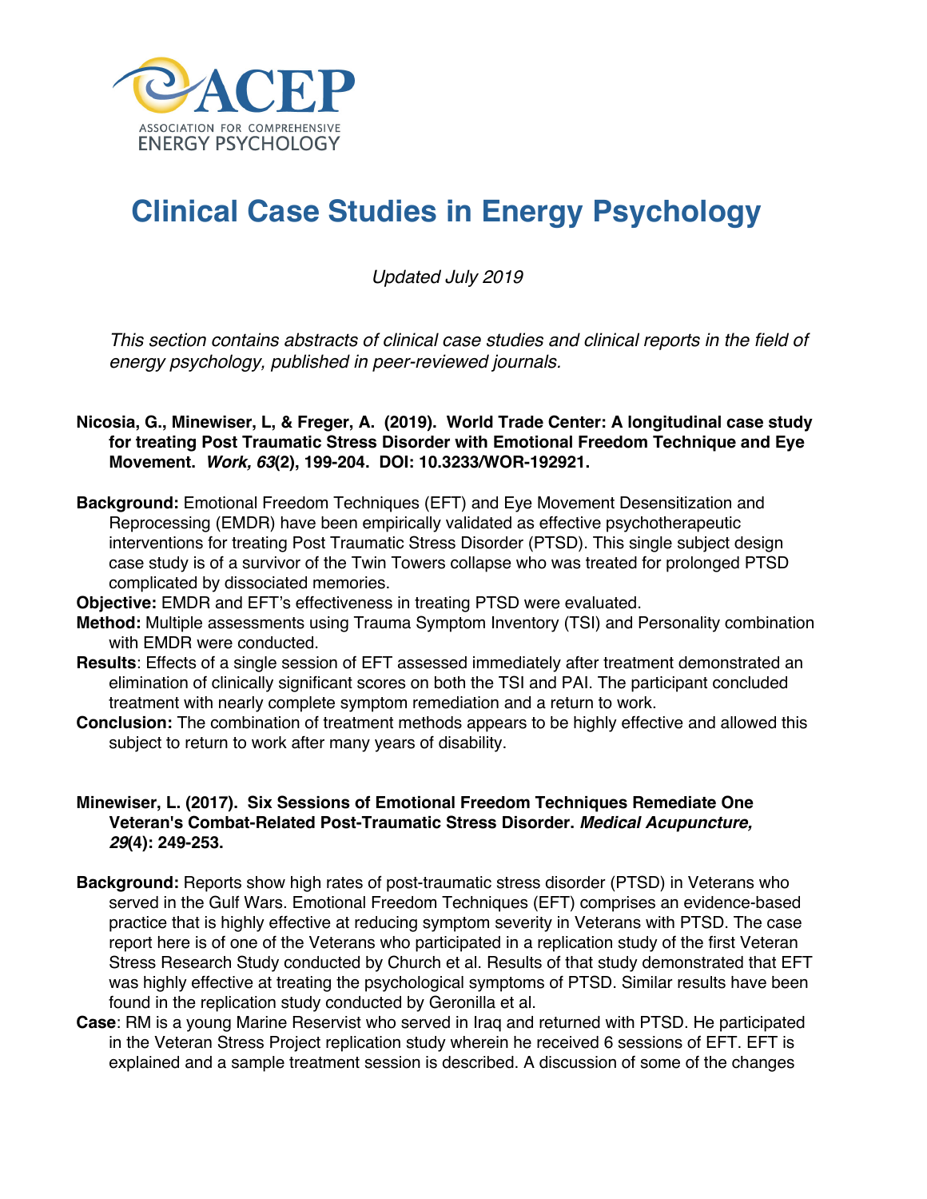ACEP

ASSOCIATION FOR COMPREHENSIVE ENERGY PSYCHOLOGY

# Clinical Case Studies in Energy Psychology

*Updated July 2019*

*This section contains abstracts of clinical case studies and clinical reports in the field of energy psychology, published in peer-reviewed journals.*

**Nicosia, G., Minewiser, L, & Freger, A. (2019). World Trade Center: A longitudinal case study for treating Post Traumatic Stress Disorder with Emotional Freedom Technique and Eye Movement. *Work, 63*(2), 199-204. DOI: 10.3233/WOR-192921.**

**Background:** Emotional Freedom Techniques (EFT) and Eye Movement Desensitization and Reprocessing (EMDR) have been empirically validated as effective psychotherapeutic interventions for treating Post Traumatic Stress Disorder (PTSD). This single subject design case study is of a survivor of the Twin Towers collapse who was treated for prolonged PTSD complicated by dissociated memories.

**Objective:** EMDR and EFT's effectiveness in treating PTSD were evaluated.

**Method:** Multiple assessments using Trauma Symptom Inventory (TSI) and Personality combination with EMDR were conducted.

**Results**: Effects of a single session of EFT assessed immediately after treatment demonstrated an elimination of clinically significant scores on both the TSI and PAI. The participant concluded treatment with nearly complete symptom remediation and a return to work.

**Conclusion:** The combination of treatment methods appears to be highly effective and allowed this subject to return to work after many years of disability.

**Minewiser, L. (2017). Six Sessions of Emotional Freedom Techniques Remediate One Veteran's Combat-Related Post-Traumatic Stress Disorder. *Medical Acupuncture, 29*(4): 249-253.**

**Background:** Reports show high rates of post-traumatic stress disorder (PTSD) in Veterans who served in the Gulf Wars. Emotional Freedom Techniques (EFT) comprises an evidence-based practice that is highly effective at reducing symptom severity in Veterans with PTSD. The case report here is of one of the Veterans who participated in a replication study of the first Veteran Stress Research Study conducted by Church et al. Results of that study demonstrated that EFT was highly effective at treating the psychological symptoms of PTSD. Similar results have been found in the replication study conducted by Geronilla et al.

**Case**: RM is a young Marine Reservist who served in Iraq and returned with PTSD. He participated in the Veteran Stress Project replication study wherein he received 6 sessions of EFT. EFT is explained and a sample treatment session is described. A discussion of some of the changes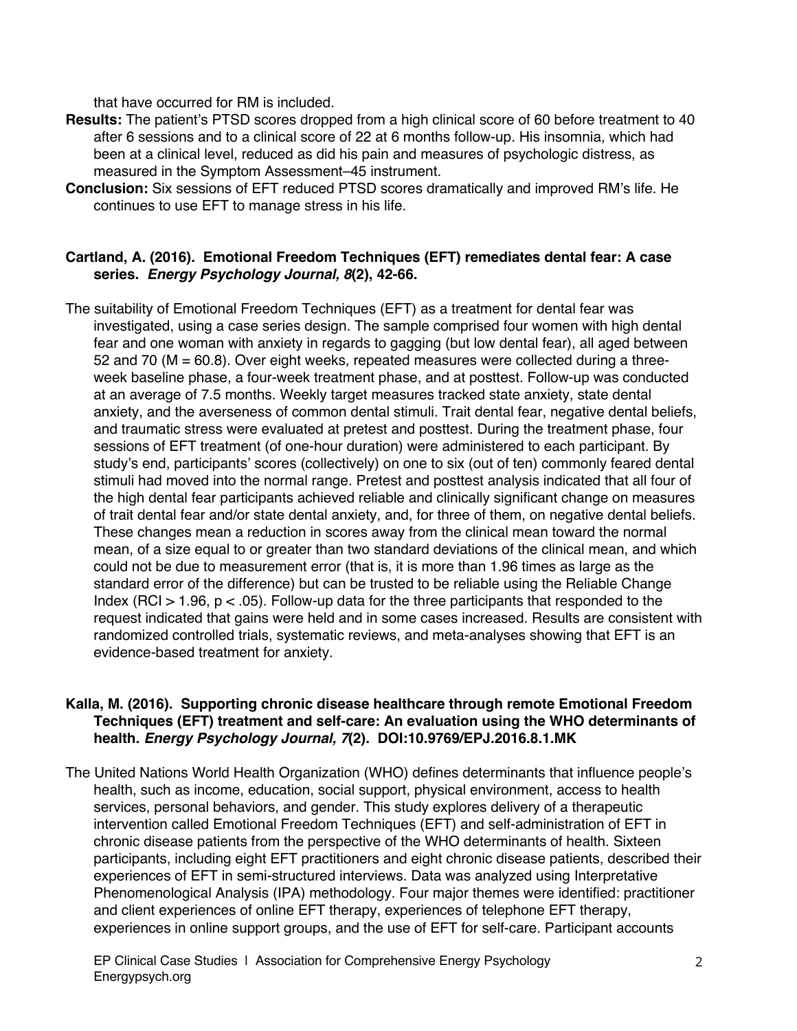that have occurred for RM is included.

**Results:** The patient's PTSD scores dropped from a high clinical score of 60 before treatment to 40 after 6 sessions and to a clinical score of 22 at 6 months follow-up. His insomnia, which had been at a clinical level, reduced as did his pain and measures of psychologic distress, as measured in the Symptom Assessment–45 instrument.

**Conclusion:** Six sessions of EFT reduced PTSD scores dramatically and improved RM's life. He continues to use EFT to manage stress in his life.

**Cartland, A. (2016). Emotional Freedom Techniques (EFT) remediates dental fear: A case series. *Energy Psychology Journal, 8*(2), 42-66.**

The suitability of Emotional Freedom Techniques (EFT) as a treatment for dental fear was investigated, using a case series design. The sample comprised four women with high dental fear and one woman with anxiety in regards to gagging (but low dental fear), all aged between 52 and 70 (M = 60.8). Over eight weeks, repeated measures were collected during a three-week baseline phase, a four-week treatment phase, and at posttest. Follow-up was conducted at an average of 7.5 months. Weekly target measures tracked state anxiety, state dental anxiety, and the averseness of common dental stimuli. Trait dental fear, negative dental beliefs, and traumatic stress were evaluated at pretest and posttest. During the treatment phase, four sessions of EFT treatment (of one-hour duration) were administered to each participant. By study's end, participants' scores (collectively) on one to six (out of ten) commonly feared dental stimuli had moved into the normal range. Pretest and posttest analysis indicated that all four of the high dental fear participants achieved reliable and clinically significant change on measures of trait dental fear and/or state dental anxiety, and, for three of them, on negative dental beliefs. These changes mean a reduction in scores away from the clinical mean toward the normal mean, of a size equal to or greater than two standard deviations of the clinical mean, and which could not be due to measurement error (that is, it is more than 1.96 times as large as the standard error of the difference) but can be trusted to be reliable using the Reliable Change Index (RCI > 1.96, $p < .05$). Follow-up data for the three participants that responded to the request indicated that gains were held and in some cases increased. Results are consistent with randomized controlled trials, systematic reviews, and meta-analyses showing that EFT is an evidence-based treatment for anxiety.

**Kalla, M. (2016). Supporting chronic disease healthcare through remote Emotional Freedom Techniques (EFT) treatment and self-care: An evaluation using the WHO determinants of health. *Energy Psychology Journal, 7*(2). DOI:10.9769/EPJ.2016.8.1.MK**

The United Nations World Health Organization (WHO) defines determinants that influence people's health, such as income, education, social support, physical environment, access to health services, personal behaviors, and gender. This study explores delivery of a therapeutic intervention called Emotional Freedom Techniques (EFT) and self-administration of EFT in chronic disease patients from the perspective of the WHO determinants of health. Sixteen participants, including eight EFT practitioners and eight chronic disease patients, described their experiences of EFT in semi-structured interviews. Data was analyzed using Interpretative Phenomenological Analysis (IPA) methodology. Four major themes were identified: practitioner and client experiences of online EFT therapy, experiences of telephone EFT therapy, experiences in online support groups, and the use of EFT for self-care. Participant accounts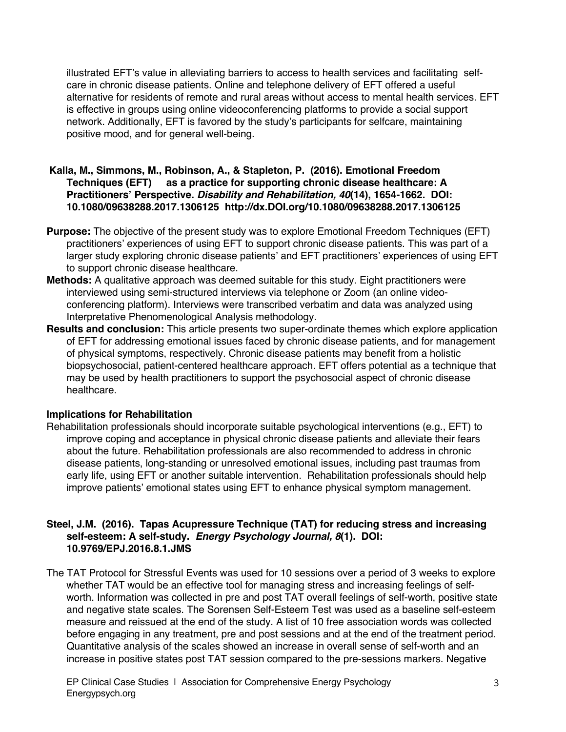illustrated EFT's value in alleviating barriers to access to health services and facilitating self-care in chronic disease patients. Online and telephone delivery of EFT offered a useful alternative for residents of remote and rural areas without access to mental health services. EFT is effective in groups using online videoconferencing platforms to provide a social support network. Additionally, EFT is favored by the study's participants for selfcare, maintaining positive mood, and for general well-being.

**Kalla, M., Simmons, M., Robinson, A., & Stapleton, P. (2016). Emotional Freedom Techniques (EFT) as a practice for supporting chronic disease healthcare: A Practitioners' Perspective. *Disability and Rehabilitation, 40*(14), 1654-1662. DOI: 10.1080/09638288.2017.1306125 http://dx.DOI.org/10.1080/09638288.2017.1306125**

**Purpose:** The objective of the present study was to explore Emotional Freedom Techniques (EFT) practitioners' experiences of using EFT to support chronic disease patients. This was part of a larger study exploring chronic disease patients' and EFT practitioners' experiences of using EFT to support chronic disease healthcare.

**Methods:** A qualitative approach was deemed suitable for this study. Eight practitioners were interviewed using semi-structured interviews via telephone or Zoom (an online video-conferencing platform). Interviews were transcribed verbatim and data was analyzed using Interpretative Phenomenological Analysis methodology.

**Results and conclusion:** This article presents two super-ordinate themes which explore application of EFT for addressing emotional issues faced by chronic disease patients, and for management of physical symptoms, respectively. Chronic disease patients may benefit from a holistic biopsychosocial, patient-centered healthcare approach. EFT offers potential as a technique that may be used by health practitioners to support the psychosocial aspect of chronic disease healthcare.

**Implications for Rehabilitation**

Rehabilitation professionals should incorporate suitable psychological interventions (e.g., EFT) to improve coping and acceptance in physical chronic disease patients and alleviate their fears about the future. Rehabilitation professionals are also recommended to address in chronic disease patients, long-standing or unresolved emotional issues, including past traumas from early life, using EFT or another suitable intervention. Rehabilitation professionals should help improve patients' emotional states using EFT to enhance physical symptom management.

**Steel, J.M. (2016). Tapas Acupressure Technique (TAT) for reducing stress and increasing self-esteem: A self-study. *Energy Psychology Journal, 8*(1). DOI: 10.9769/EPJ.2016.8.1.JMS**

The TAT Protocol for Stressful Events was used for 10 sessions over a period of 3 weeks to explore whether TAT would be an effective tool for managing stress and increasing feelings of self-worth. Information was collected in pre and post TAT overall feelings of self-worth, positive state and negative state scales. The Sorensen Self-Esteem Test was used as a baseline self-esteem measure and reissued at the end of the study. A list of 10 free association words was collected before engaging in any treatment, pre and post sessions and at the end of the treatment period. Quantitative analysis of the scales showed an increase in overall sense of self-worth and an increase in positive states post TAT session compared to the pre-sessions markers. Negative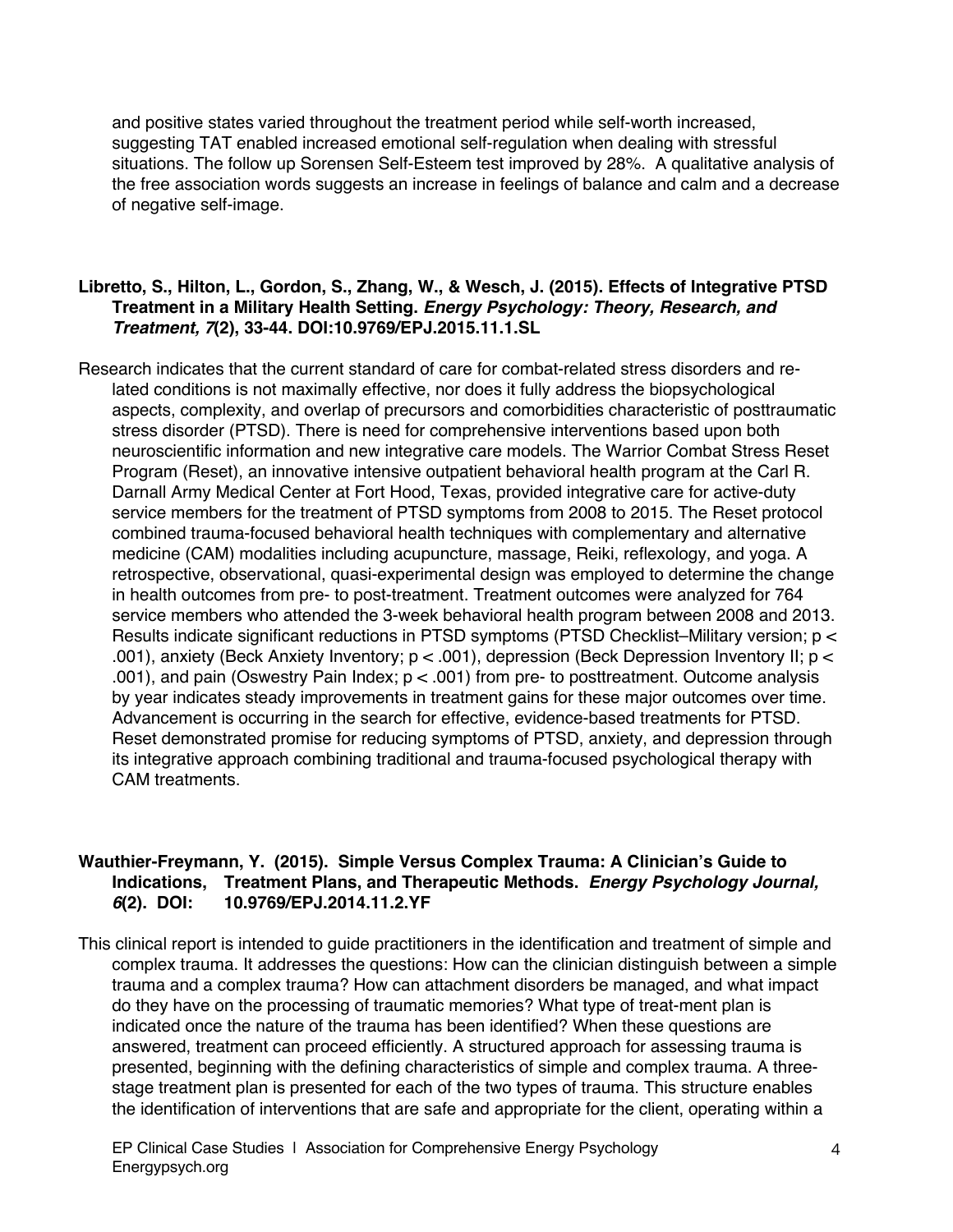and positive states varied throughout the treatment period while self-worth increased, suggesting TAT enabled increased emotional self-regulation when dealing with stressful situations. The follow up Sorensen Self-Esteem test improved by 28%. A qualitative analysis of the free association words suggests an increase in feelings of balance and calm and a decrease of negative self-image.

**Libretto, S., Hilton, L., Gordon, S., Zhang, W., & Wesch, J. (2015). Effects of Integrative PTSD Treatment in a Military Health Setting. *Energy Psychology: Theory, Research, and Treatment, 7*(2), 33-44. DOI:10.9769/EPJ.2015.11.1.SL**

Research indicates that the current standard of care for combat-related stress disorders and re-lated conditions is not maximally effective, nor does it fully address the biopsychological aspects, complexity, and overlap of precursors and comorbidities characteristic of posttraumatic stress disorder (PTSD). There is need for comprehensive interventions based upon both neuroscientific information and new integrative care models. The Warrior Combat Stress Reset Program (Reset), an innovative intensive outpatient behavioral health program at the Carl R. Darnall Army Medical Center at Fort Hood, Texas, provided integrative care for active-duty service members for the treatment of PTSD symptoms from 2008 to 2015. The Reset protocol combined trauma-focused behavioral health techniques with complementary and alternative medicine (CAM) modalities including acupuncture, massage, Reiki, reflexology, and yoga. A retrospective, observational, quasi-experimental design was employed to determine the change in health outcomes from pre- to post-treatment. Treatment outcomes were analyzed for 764 service members who attended the 3-week behavioral health program between 2008 and 2013. Results indicate significant reductions in PTSD symptoms (PTSD Checklist–Military version; $p < .001$), anxiety (Beck Anxiety Inventory; $p < .001$), depression (Beck Depression Inventory II; $p < .001$), and pain (Oswestry Pain Index; $p < .001$) from pre- to posttreatment. Outcome analysis by year indicates steady improvements in treatment gains for these major outcomes over time. Advancement is occurring in the search for effective, evidence-based treatments for PTSD. Reset demonstrated promise for reducing symptoms of PTSD, anxiety, and depression through its integrative approach combining traditional and trauma-focused psychological therapy with CAM treatments.

**Wauthier-Freymann, Y. (2015). Simple Versus Complex Trauma: A Clinician's Guide to Indications, Treatment Plans, and Therapeutic Methods. *Energy Psychology Journal, 6*(2). DOI: 10.9769/EPJ.2014.11.2.YF**

This clinical report is intended to guide practitioners in the identification and treatment of simple and complex trauma. It addresses the questions: How can the clinician distinguish between a simple trauma and a complex trauma? How can attachment disorders be managed, and what impact do they have on the processing of traumatic memories? What type of treat-ment plan is indicated once the nature of the trauma has been identified? When these questions are answered, treatment can proceed efficiently. A structured approach for assessing trauma is presented, beginning with the defining characteristics of simple and complex trauma. A three-stage treatment plan is presented for each of the two types of trauma. This structure enables the identification of interventions that are safe and appropriate for the client, operating within a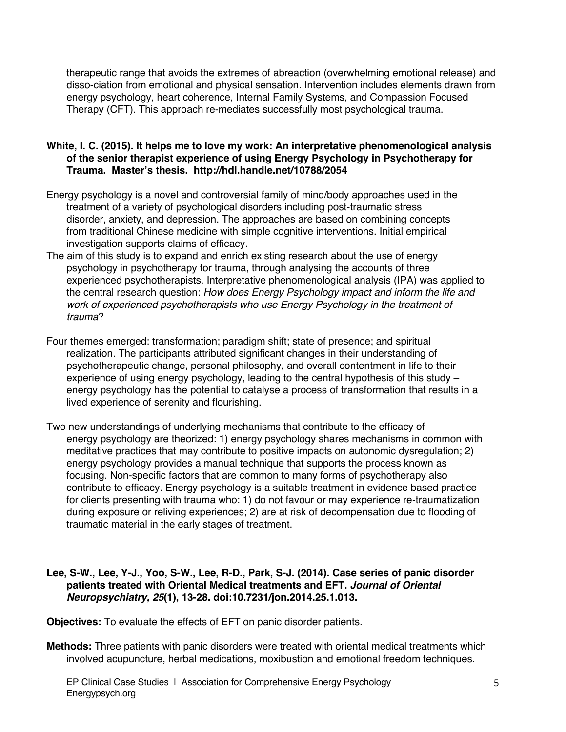therapeutic range that avoids the extremes of abreaction (overwhelming emotional release) and disso-ciation from emotional and physical sensation. Intervention includes elements drawn from energy psychology, heart coherence, Internal Family Systems, and Compassion Focused Therapy (CFT). This approach re-mediates successfully most psychological trauma.

**White, I. C. (2015). It helps me to love my work: An interpretative phenomenological analysis of the senior therapist experience of using Energy Psychology in Psychotherapy for Trauma. Master's thesis. http://hdl.handle.net/10788/2054**

Energy psychology is a novel and controversial family of mind/body approaches used in the treatment of a variety of psychological disorders including post-traumatic stress disorder, anxiety, and depression. The approaches are based on combining concepts from traditional Chinese medicine with simple cognitive interventions. Initial empirical investigation supports claims of efficacy.

The aim of this study is to expand and enrich existing research about the use of energy psychology in psychotherapy for trauma, through analysing the accounts of three experienced psychotherapists. Interpretative phenomenological analysis (IPA) was applied to the central research question: *How does Energy Psychology impact and inform the life and work of experienced psychotherapists who use Energy Psychology in the treatment of trauma*?

Four themes emerged: transformation; paradigm shift; state of presence; and spiritual realization. The participants attributed significant changes in their understanding of psychotherapeutic change, personal philosophy, and overall contentment in life to their experience of using energy psychology, leading to the central hypothesis of this study – energy psychology has the potential to catalyse a process of transformation that results in a lived experience of serenity and flourishing.

Two new understandings of underlying mechanisms that contribute to the efficacy of energy psychology are theorized: 1) energy psychology shares mechanisms in common with meditative practices that may contribute to positive impacts on autonomic dysregulation; 2) energy psychology provides a manual technique that supports the process known as focusing. Non-specific factors that are common to many forms of psychotherapy also contribute to efficacy. Energy psychology is a suitable treatment in evidence based practice for clients presenting with trauma who: 1) do not favour or may experience re-traumatization during exposure or reliving experiences; 2) are at risk of decompensation due to flooding of traumatic material in the early stages of treatment.

**Lee, S-W., Lee, Y-J., Yoo, S-W., Lee, R-D., Park, S-J. (2014). Case series of panic disorder patients treated with Oriental Medical treatments and EFT. *Journal of Oriental Neuropsychiatry, 25*(1), 13-28. doi:10.7231/jon.2014.25.1.013.**

**Objectives:** To evaluate the effects of EFT on panic disorder patients.

**Methods:** Three patients with panic disorders were treated with oriental medical treatments which involved acupuncture, herbal medications, moxibustion and emotional freedom techniques.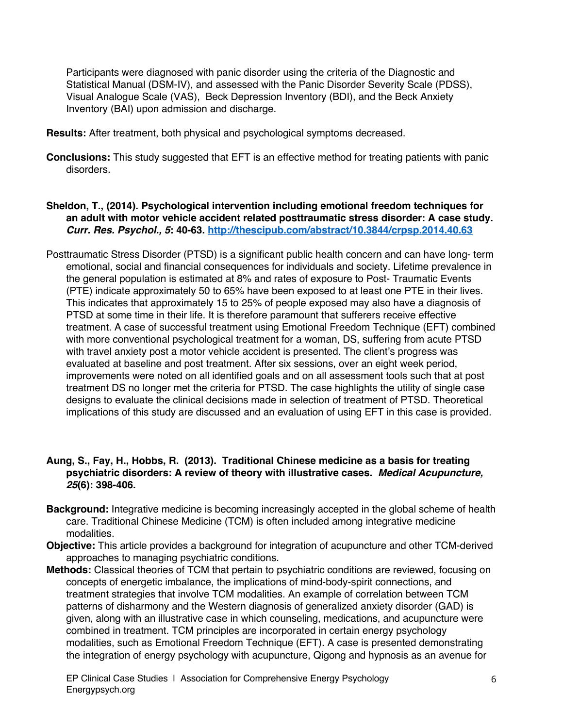Participants were diagnosed with panic disorder using the criteria of the Diagnostic and Statistical Manual (DSM-IV), and assessed with the Panic Disorder Severity Scale (PDSS), Visual Analogue Scale (VAS), Beck Depression Inventory (BDI), and the Beck Anxiety Inventory (BAI) upon admission and discharge.

**Results:** After treatment, both physical and psychological symptoms decreased.

**Conclusions:** This study suggested that EFT is an effective method for treating patients with panic disorders.

**Sheldon, T., (2014). Psychological intervention including emotional freedom techniques for an adult with motor vehicle accident related posttraumatic stress disorder: A case study. *Curr. Res. Psychol., 5*: 40-63. [http://thescipub.com/abstract/10.3844/crpsp.2014.40.63](http://thescipub.com/abstract/10.3844/crpsp.2014.40.63)**

Posttraumatic Stress Disorder (PTSD) is a significant public health concern and can have long- term emotional, social and financial consequences for individuals and society. Lifetime prevalence in the general population is estimated at 8% and rates of exposure to Post- Traumatic Events (PTE) indicate approximately 50 to 65% have been exposed to at least one PTE in their lives. This indicates that approximately 15 to 25% of people exposed may also have a diagnosis of PTSD at some time in their life. It is therefore paramount that sufferers receive effective treatment. A case of successful treatment using Emotional Freedom Technique (EFT) combined with more conventional psychological treatment for a woman, DS, suffering from acute PTSD with travel anxiety post a motor vehicle accident is presented. The client's progress was evaluated at baseline and post treatment. After six sessions, over an eight week period, improvements were noted on all identified goals and on all assessment tools such that at post treatment DS no longer met the criteria for PTSD. The case highlights the utility of single case designs to evaluate the clinical decisions made in selection of treatment of PTSD. Theoretical implications of this study are discussed and an evaluation of using EFT in this case is provided.

**Aung, S., Fay, H., Hobbs, R. (2013). Traditional Chinese medicine as a basis for treating psychiatric disorders: A review of theory with illustrative cases. *Medical Acupuncture, 25*(6): 398-406.**

**Background:** Integrative medicine is becoming increasingly accepted in the global scheme of health care. Traditional Chinese Medicine (TCM) is often included among integrative medicine modalities.

**Objective:** This article provides a background for integration of acupuncture and other TCM-derived approaches to managing psychiatric conditions.

**Methods:** Classical theories of TCM that pertain to psychiatric conditions are reviewed, focusing on concepts of energetic imbalance, the implications of mind-body-spirit connections, and treatment strategies that involve TCM modalities. An example of correlation between TCM patterns of disharmony and the Western diagnosis of generalized anxiety disorder (GAD) is given, along with an illustrative case in which counseling, medications, and acupuncture were combined in treatment. TCM principles are incorporated in certain energy psychology modalities, such as Emotional Freedom Technique (EFT). A case is presented demonstrating the integration of energy psychology with acupuncture, Qigong and hypnosis as an avenue for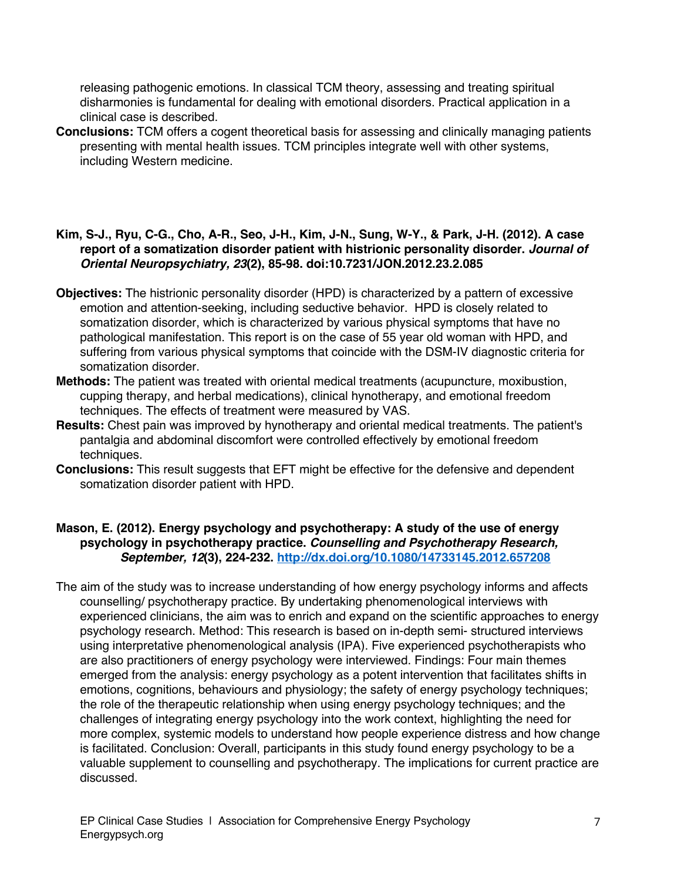releasing pathogenic emotions. In classical TCM theory, assessing and treating spiritual disharmonies is fundamental for dealing with emotional disorders. Practical application in a clinical case is described.

**Conclusions:** TCM offers a cogent theoretical basis for assessing and clinically managing patients presenting with mental health issues. TCM principles integrate well with other systems, including Western medicine.

**Kim, S-J., Ryu, C-G., Cho, A-R., Seo, J-H., Kim, J-N., Sung, W-Y., & Park, J-H. (2012). A case report of a somatization disorder patient with histrionic personality disorder. *Journal of Oriental Neuropsychiatry, 23*(2), 85-98. doi:10.7231/JON.2012.23.2.085**

**Objectives:** The histrionic personality disorder (HPD) is characterized by a pattern of excessive emotion and attention-seeking, including seductive behavior. HPD is closely related to somatization disorder, which is characterized by various physical symptoms that have no pathological manifestation. This report is on the case of 55 year old woman with HPD, and suffering from various physical symptoms that coincide with the DSM-IV diagnostic criteria for somatization disorder.

**Methods:** The patient was treated with oriental medical treatments (acupuncture, moxibustion, cupping therapy, and herbal medications), clinical hynotherapy, and emotional freedom techniques. The effects of treatment were measured by VAS.

**Results:** Chest pain was improved by hynotherapy and oriental medical treatments. The patient's pantalgia and abdominal discomfort were controlled effectively by emotional freedom techniques.

**Conclusions:** This result suggests that EFT might be effective for the defensive and dependent somatization disorder patient with HPD.

**Mason, E. (2012). Energy psychology and psychotherapy: A study of the use of energy psychology in psychotherapy practice. *Counselling and Psychotherapy Research, September, 12*(3), 224-232. [http://dx.doi.org/10.1080/14733145.2012.657208](http://dx.doi.org/10.1080/14733145.2012.657208)**

The aim of the study was to increase understanding of how energy psychology informs and affects counselling/ psychotherapy practice. By undertaking phenomenological interviews with experienced clinicians, the aim was to enrich and expand on the scientific approaches to energy psychology research. Method: This research is based on in-depth semi- structured interviews using interpretative phenomenological analysis (IPA). Five experienced psychotherapists who are also practitioners of energy psychology were interviewed. Findings: Four main themes emerged from the analysis: energy psychology as a potent intervention that facilitates shifts in emotions, cognitions, behaviours and physiology; the safety of energy psychology techniques; the role of the therapeutic relationship when using energy psychology techniques; and the challenges of integrating energy psychology into the work context, highlighting the need for more complex, systemic models to understand how people experience distress and how change is facilitated. Conclusion: Overall, participants in this study found energy psychology to be a valuable supplement to counselling and psychotherapy. The implications for current practice are discussed.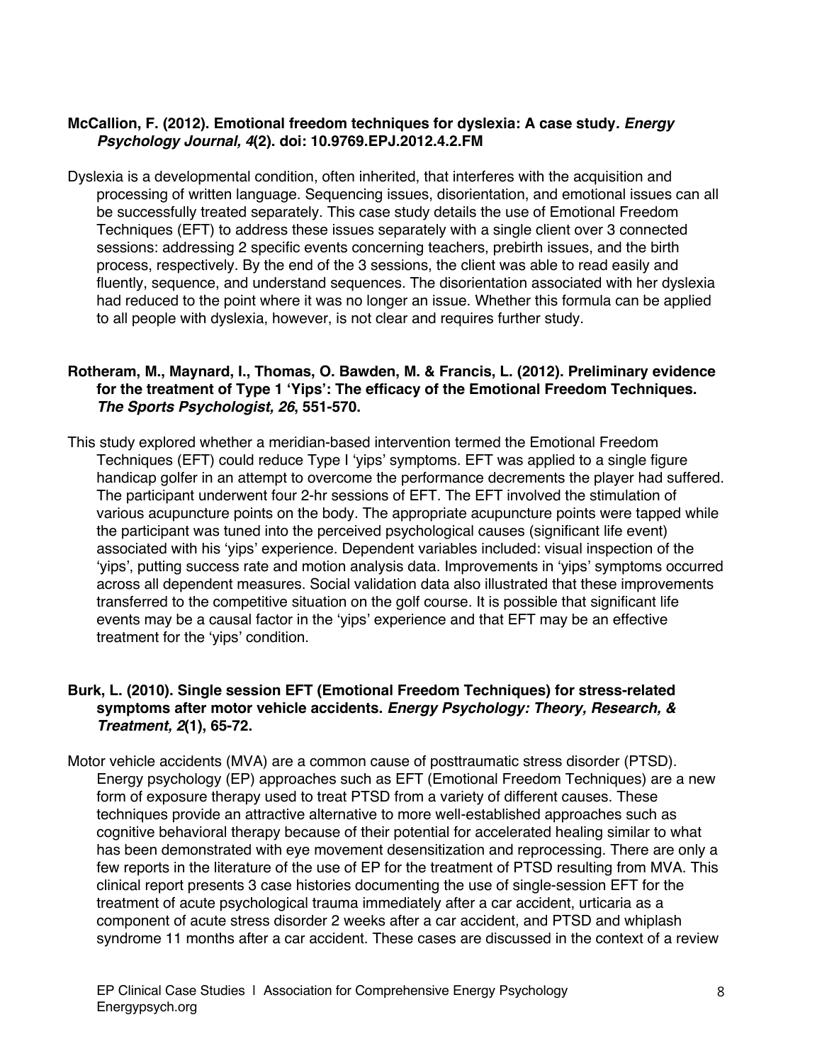**McCallion, F. (2012). Emotional freedom techniques for dyslexia: A case study*. Energy Psychology Journal, 4*(2). doi: 10.9769.EPJ.2012.4.2.FM**

Dyslexia is a developmental condition, often inherited, that interferes with the acquisition and processing of written language. Sequencing issues, disorientation, and emotional issues can all be successfully treated separately. This case study details the use of Emotional Freedom Techniques (EFT) to address these issues separately with a single client over 3 connected sessions: addressing 2 specific events concerning teachers, prebirth issues, and the birth process, respectively. By the end of the 3 sessions, the client was able to read easily and fluently, sequence, and understand sequences. The disorientation associated with her dyslexia had reduced to the point where it was no longer an issue. Whether this formula can be applied to all people with dyslexia, however, is not clear and requires further study.

**Rotheram, M., Maynard, I., Thomas, O. Bawden, M. & Francis, L. (2012). Preliminary evidence for the treatment of Type 1 'Yips': The efficacy of the Emotional Freedom Techniques. *The Sports Psychologist, 26*, 551-570.**

This study explored whether a meridian-based intervention termed the Emotional Freedom Techniques (EFT) could reduce Type I 'yips' symptoms. EFT was applied to a single figure handicap golfer in an attempt to overcome the performance decrements the player had suffered. The participant underwent four 2-hr sessions of EFT. The EFT involved the stimulation of various acupuncture points on the body. The appropriate acupuncture points were tapped while the participant was tuned into the perceived psychological causes (significant life event) associated with his 'yips' experience. Dependent variables included: visual inspection of the 'yips', putting success rate and motion analysis data. Improvements in 'yips' symptoms occurred across all dependent measures. Social validation data also illustrated that these improvements transferred to the competitive situation on the golf course. It is possible that significant life events may be a causal factor in the 'yips' experience and that EFT may be an effective treatment for the 'yips' condition.

**Burk, L. (2010). Single session EFT (Emotional Freedom Techniques) for stress-related symptoms after motor vehicle accidents. *Energy Psychology: Theory, Research, & Treatment, 2*(1), 65-72.**

Motor vehicle accidents (MVA) are a common cause of posttraumatic stress disorder (PTSD). Energy psychology (EP) approaches such as EFT (Emotional Freedom Techniques) are a new form of exposure therapy used to treat PTSD from a variety of different causes. These techniques provide an attractive alternative to more well-established approaches such as cognitive behavioral therapy because of their potential for accelerated healing similar to what has been demonstrated with eye movement desensitization and reprocessing. There are only a few reports in the literature of the use of EP for the treatment of PTSD resulting from MVA. This clinical report presents 3 case histories documenting the use of single-session EFT for the treatment of acute psychological trauma immediately after a car accident, urticaria as a component of acute stress disorder 2 weeks after a car accident, and PTSD and whiplash syndrome 11 months after a car accident. These cases are discussed in the context of a review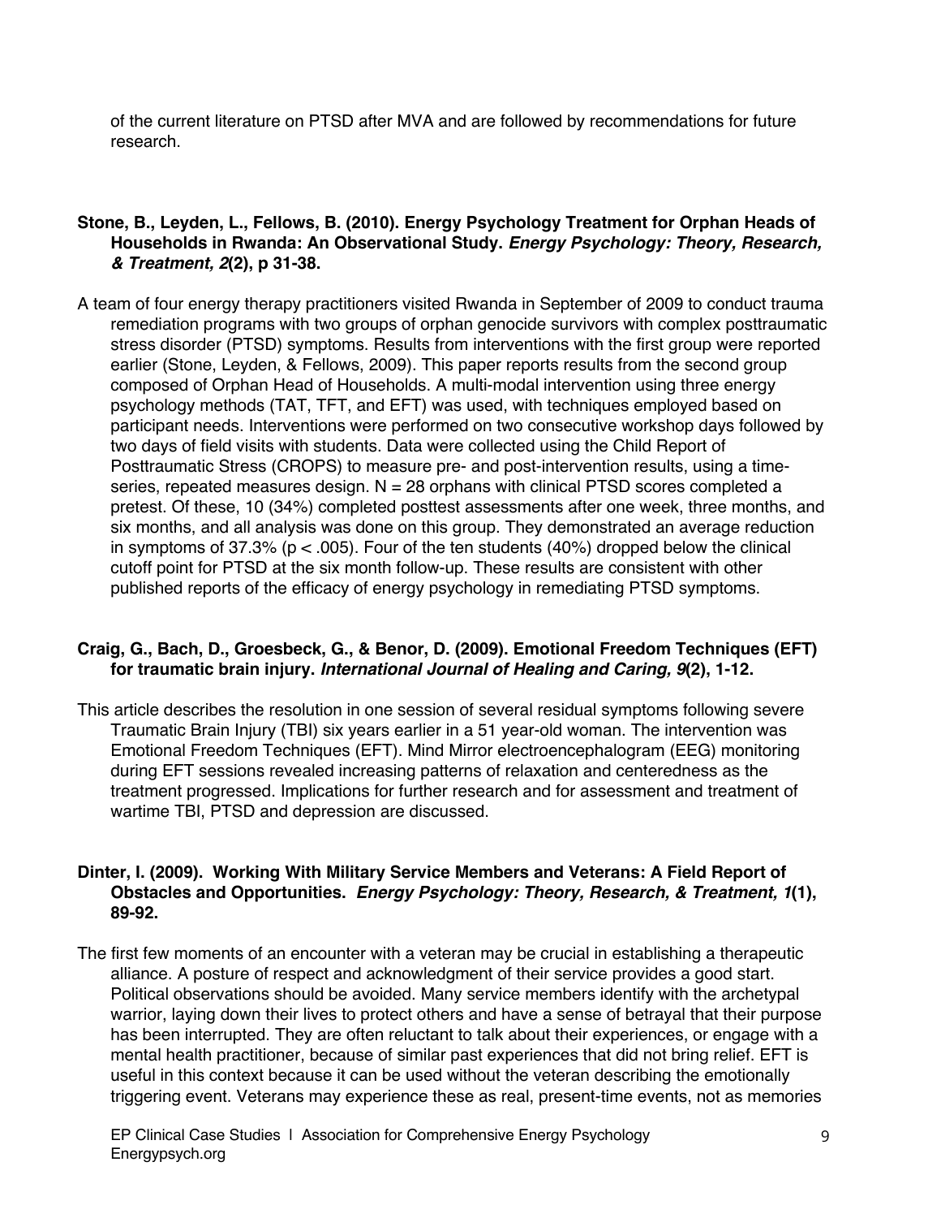of the current literature on PTSD after MVA and are followed by recommendations for future research.

**Stone, B., Leyden, L., Fellows, B. (2010). Energy Psychology Treatment for Orphan Heads of Households in Rwanda: An Observational Study. *Energy Psychology: Theory, Research, & Treatment, 2*(2), p 31-38.**

A team of four energy therapy practitioners visited Rwanda in September of 2009 to conduct trauma remediation programs with two groups of orphan genocide survivors with complex posttraumatic stress disorder (PTSD) symptoms. Results from interventions with the first group were reported earlier (Stone, Leyden, & Fellows, 2009). This paper reports results from the second group composed of Orphan Head of Households. A multi-modal intervention using three energy psychology methods (TAT, TFT, and EFT) was used, with techniques employed based on participant needs. Interventions were performed on two consecutive workshop days followed by two days of field visits with students. Data were collected using the Child Report of Posttraumatic Stress (CROPS) to measure pre- and post-intervention results, using a time-series, repeated measures design. N = 28 orphans with clinical PTSD scores completed a pretest. Of these, 10 (34%) completed posttest assessments after one week, three months, and six months, and all analysis was done on this group. They demonstrated an average reduction in symptoms of 37.3% ($p < .005$). Four of the ten students (40%) dropped below the clinical cutoff point for PTSD at the six month follow-up. These results are consistent with other published reports of the efficacy of energy psychology in remediating PTSD symptoms.

**Craig, G., Bach, D., Groesbeck, G., & Benor, D. (2009). Emotional Freedom Techniques (EFT) for traumatic brain injury. *International Journal of Healing and Caring, 9*(2), 1-12.**

This article describes the resolution in one session of several residual symptoms following severe Traumatic Brain Injury (TBI) six years earlier in a 51 year-old woman. The intervention was Emotional Freedom Techniques (EFT). Mind Mirror electroencephalogram (EEG) monitoring during EFT sessions revealed increasing patterns of relaxation and centeredness as the treatment progressed. Implications for further research and for assessment and treatment of wartime TBI, PTSD and depression are discussed.

**Dinter, I. (2009). Working With Military Service Members and Veterans: A Field Report of Obstacles and Opportunities. *Energy Psychology: Theory, Research, & Treatment, 1*(1), 89-92.**

The first few moments of an encounter with a veteran may be crucial in establishing a therapeutic alliance. A posture of respect and acknowledgment of their service provides a good start. Political observations should be avoided. Many service members identify with the archetypal warrior, laying down their lives to protect others and have a sense of betrayal that their purpose has been interrupted. They are often reluctant to talk about their experiences, or engage with a mental health practitioner, because of similar past experiences that did not bring relief. EFT is useful in this context because it can be used without the veteran describing the emotionally triggering event. Veterans may experience these as real, present-time events, not as memories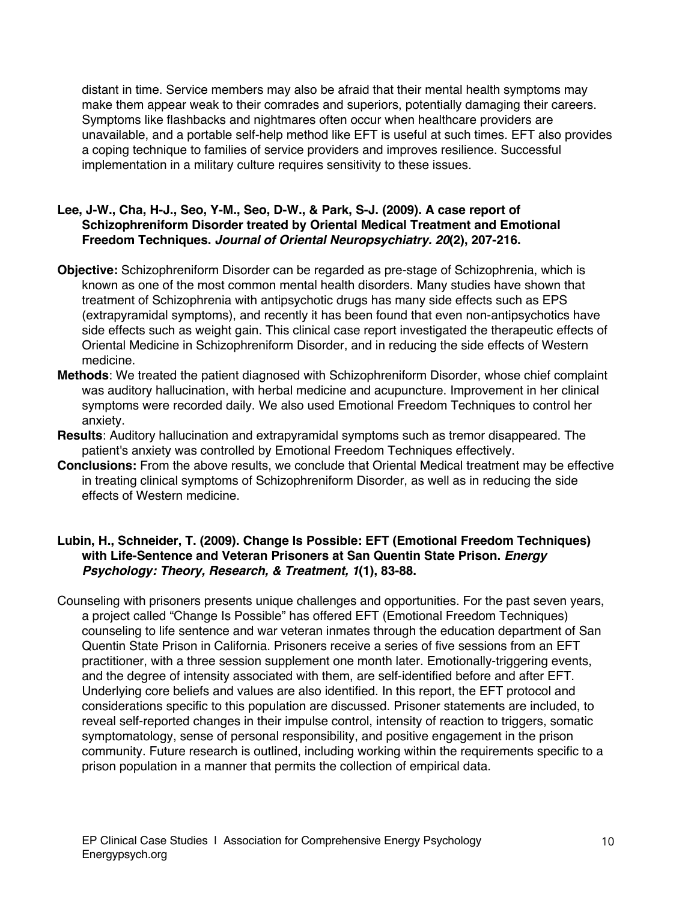distant in time. Service members may also be afraid that their mental health symptoms may make them appear weak to their comrades and superiors, potentially damaging their careers. Symptoms like flashbacks and nightmares often occur when healthcare providers are unavailable, and a portable self-help method like EFT is useful at such times. EFT also provides a coping technique to families of service providers and improves resilience. Successful implementation in a military culture requires sensitivity to these issues.

**Lee, J-W., Cha, H-J., Seo, Y-M., Seo, D-W., & Park, S-J. (2009). A case report of Schizophreniform Disorder treated by Oriental Medical Treatment and Emotional Freedom Techniques. *Journal of Oriental Neuropsychiatry. 20*(2), 207-216.**

**Objective:** Schizophreniform Disorder can be regarded as pre-stage of Schizophrenia, which is known as one of the most common mental health disorders. Many studies have shown that treatment of Schizophrenia with antipsychotic drugs has many side effects such as EPS (extrapyramidal symptoms), and recently it has been found that even non-antipsychotics have side effects such as weight gain. This clinical case report investigated the therapeutic effects of Oriental Medicine in Schizophreniform Disorder, and in reducing the side effects of Western medicine.

**Methods**: We treated the patient diagnosed with Schizophreniform Disorder, whose chief complaint was auditory hallucination, with herbal medicine and acupuncture. Improvement in her clinical symptoms were recorded daily. We also used Emotional Freedom Techniques to control her anxiety.

**Results**: Auditory hallucination and extrapyramidal symptoms such as tremor disappeared. The patient's anxiety was controlled by Emotional Freedom Techniques effectively.

**Conclusions:** From the above results, we conclude that Oriental Medical treatment may be effective in treating clinical symptoms of Schizophreniform Disorder, as well as in reducing the side effects of Western medicine.

**Lubin, H., Schneider, T. (2009). Change Is Possible: EFT (Emotional Freedom Techniques) with Life-Sentence and Veteran Prisoners at San Quentin State Prison. *Energy Psychology: Theory, Research, & Treatment, 1*(1), 83-88.**

Counseling with prisoners presents unique challenges and opportunities. For the past seven years, a project called "Change Is Possible" has offered EFT (Emotional Freedom Techniques) counseling to life sentence and war veteran inmates through the education department of San Quentin State Prison in California. Prisoners receive a series of five sessions from an EFT practitioner, with a three session supplement one month later. Emotionally-triggering events, and the degree of intensity associated with them, are self-identified before and after EFT. Underlying core beliefs and values are also identified. In this report, the EFT protocol and considerations specific to this population are discussed. Prisoner statements are included, to reveal self-reported changes in their impulse control, intensity of reaction to triggers, somatic symptomatology, sense of personal responsibility, and positive engagement in the prison community. Future research is outlined, including working within the requirements specific to a prison population in a manner that permits the collection of empirical data.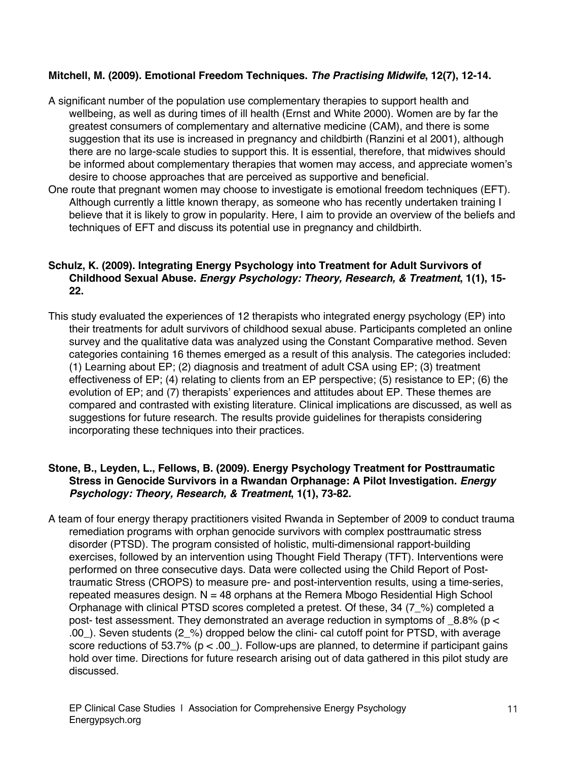**Mitchell, M. (2009). Emotional Freedom Techniques. *The Practising Midwife*, 12(7), 12-14.**

A significant number of the population use complementary therapies to support health and wellbeing, as well as during times of ill health (Ernst and White 2000). Women are by far the greatest consumers of complementary and alternative medicine (CAM), and there is some suggestion that its use is increased in pregnancy and childbirth (Ranzini et al 2001), although there are no large-scale studies to support this. It is essential, therefore, that midwives should be informed about complementary therapies that women may access, and appreciate women's desire to choose approaches that are perceived as supportive and beneficial.

One route that pregnant women may choose to investigate is emotional freedom techniques (EFT). Although currently a little known therapy, as someone who has recently undertaken training I believe that it is likely to grow in popularity. Here, I aim to provide an overview of the beliefs and techniques of EFT and discuss its potential use in pregnancy and childbirth.

**Schulz, K. (2009). Integrating Energy Psychology into Treatment for Adult Survivors of Childhood Sexual Abuse. *Energy Psychology: Theory, Research, & Treatment*, 1(1), 15-22.**

This study evaluated the experiences of 12 therapists who integrated energy psychology (EP) into their treatments for adult survivors of childhood sexual abuse. Participants completed an online survey and the qualitative data was analyzed using the Constant Comparative method. Seven categories containing 16 themes emerged as a result of this analysis. The categories included: (1) Learning about EP; (2) diagnosis and treatment of adult CSA using EP; (3) treatment effectiveness of EP; (4) relating to clients from an EP perspective; (5) resistance to EP; (6) the evolution of EP; and (7) therapists' experiences and attitudes about EP. These themes are compared and contrasted with existing literature. Clinical implications are discussed, as well as suggestions for future research. The results provide guidelines for therapists considering incorporating these techniques into their practices.

**Stone, B., Leyden, L., Fellows, B. (2009). Energy Psychology Treatment for Posttraumatic Stress in Genocide Survivors in a Rwandan Orphanage: A Pilot Investigation. *Energy Psychology: Theory, Research, & Treatment*, 1(1), 73-82.**

A team of four energy therapy practitioners visited Rwanda in September of 2009 to conduct trauma remediation programs with orphan genocide survivors with complex posttraumatic stress disorder (PTSD). The program consisted of holistic, multi-dimensional rapport-building exercises, followed by an intervention using Thought Field Therapy (TFT). Interventions were performed on three consecutive days. Data were collected using the Child Report of Post-traumatic Stress (CROPS) to measure pre- and post-intervention results, using a time-series, repeated measures design. N = 48 orphans at the Remera Mbogo Residential High School Orphanage with clinical PTSD scores completed a pretest. Of these, 34 (7_%) completed a post- test assessment. They demonstrated an average reduction in symptoms of _8.8% ($p <$ .00_). Seven students (2_%) dropped below the clini- cal cutoff point for PTSD, with average score reductions of 53.7% ($p <$ .00_). Follow-ups are planned, to determine if participant gains hold over time. Directions for future research arising out of data gathered in this pilot study are discussed.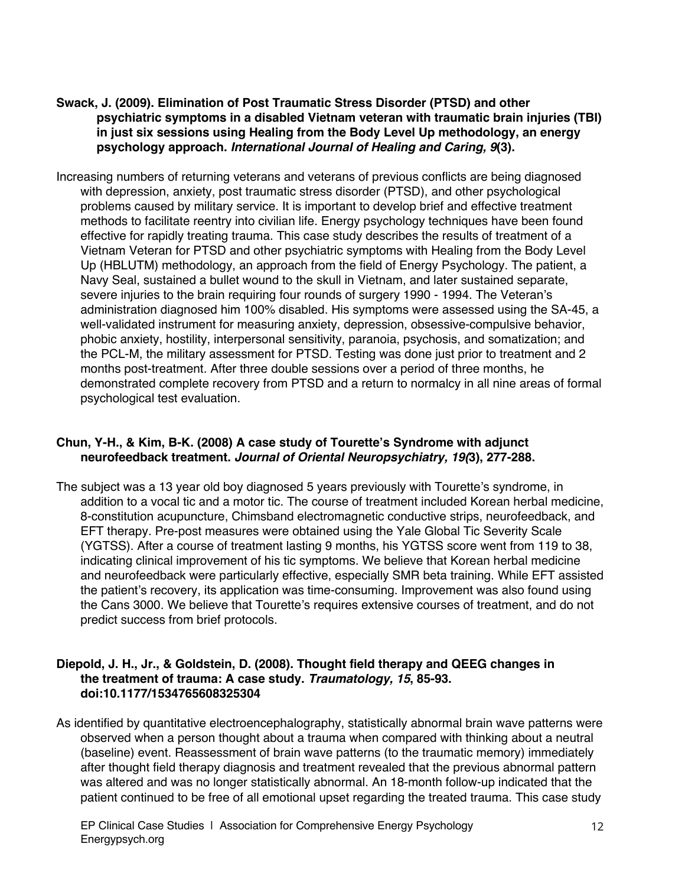**Swack, J. (2009). Elimination of Post Traumatic Stress Disorder (PTSD) and other psychiatric symptoms in a disabled Vietnam veteran with traumatic brain injuries (TBI) in just six sessions using Healing from the Body Level Up methodology, an energy psychology approach. *International Journal of Healing and Caring, 9*(3).**

Increasing numbers of returning veterans and veterans of previous conflicts are being diagnosed with depression, anxiety, post traumatic stress disorder (PTSD), and other psychological problems caused by military service. It is important to develop brief and effective treatment methods to facilitate reentry into civilian life. Energy psychology techniques have been found effective for rapidly treating trauma. This case study describes the results of treatment of a Vietnam Veteran for PTSD and other psychiatric symptoms with Healing from the Body Level Up (HBLUTM) methodology, an approach from the field of Energy Psychology. The patient, a Navy Seal, sustained a bullet wound to the skull in Vietnam, and later sustained separate, severe injuries to the brain requiring four rounds of surgery 1990 - 1994. The Veteran's administration diagnosed him 100% disabled. His symptoms were assessed using the SA-45, a well-validated instrument for measuring anxiety, depression, obsessive-compulsive behavior, phobic anxiety, hostility, interpersonal sensitivity, paranoia, psychosis, and somatization; and the PCL-M, the military assessment for PTSD. Testing was done just prior to treatment and 2 months post-treatment. After three double sessions over a period of three months, he demonstrated complete recovery from PTSD and a return to normalcy in all nine areas of formal psychological test evaluation.

**Chun, Y-H., & Kim, B-K. (2008) A case study of Tourette's Syndrome with adjunct neurofeedback treatment. *Journal of Oriental Neuropsychiatry, 19(*3), 277-288.**

The subject was a 13 year old boy diagnosed 5 years previously with Tourette's syndrome, in addition to a vocal tic and a motor tic. The course of treatment included Korean herbal medicine, 8-constitution acupuncture, Chimsband electromagnetic conductive strips, neurofeedback, and EFT therapy. Pre-post measures were obtained using the Yale Global Tic Severity Scale (YGTSS). After a course of treatment lasting 9 months, his YGTSS score went from 119 to 38, indicating clinical improvement of his tic symptoms. We believe that Korean herbal medicine and neurofeedback were particularly effective, especially SMR beta training. While EFT assisted the patient's recovery, its application was time-consuming. Improvement was also found using the Cans 3000. We believe that Tourette's requires extensive courses of treatment, and do not predict success from brief protocols.

**Diepold, J. H., Jr., & Goldstein, D. (2008). Thought field therapy and QEEG changes in the treatment of trauma: A case study. *Traumatology, 15*, 85-93. doi:10.1177/1534765608325304**

As identified by quantitative electroencephalography, statistically abnormal brain wave patterns were observed when a person thought about a trauma when compared with thinking about a neutral (baseline) event. Reassessment of brain wave patterns (to the traumatic memory) immediately after thought field therapy diagnosis and treatment revealed that the previous abnormal pattern was altered and was no longer statistically abnormal. An 18-month follow-up indicated that the patient continued to be free of all emotional upset regarding the treated trauma. This case study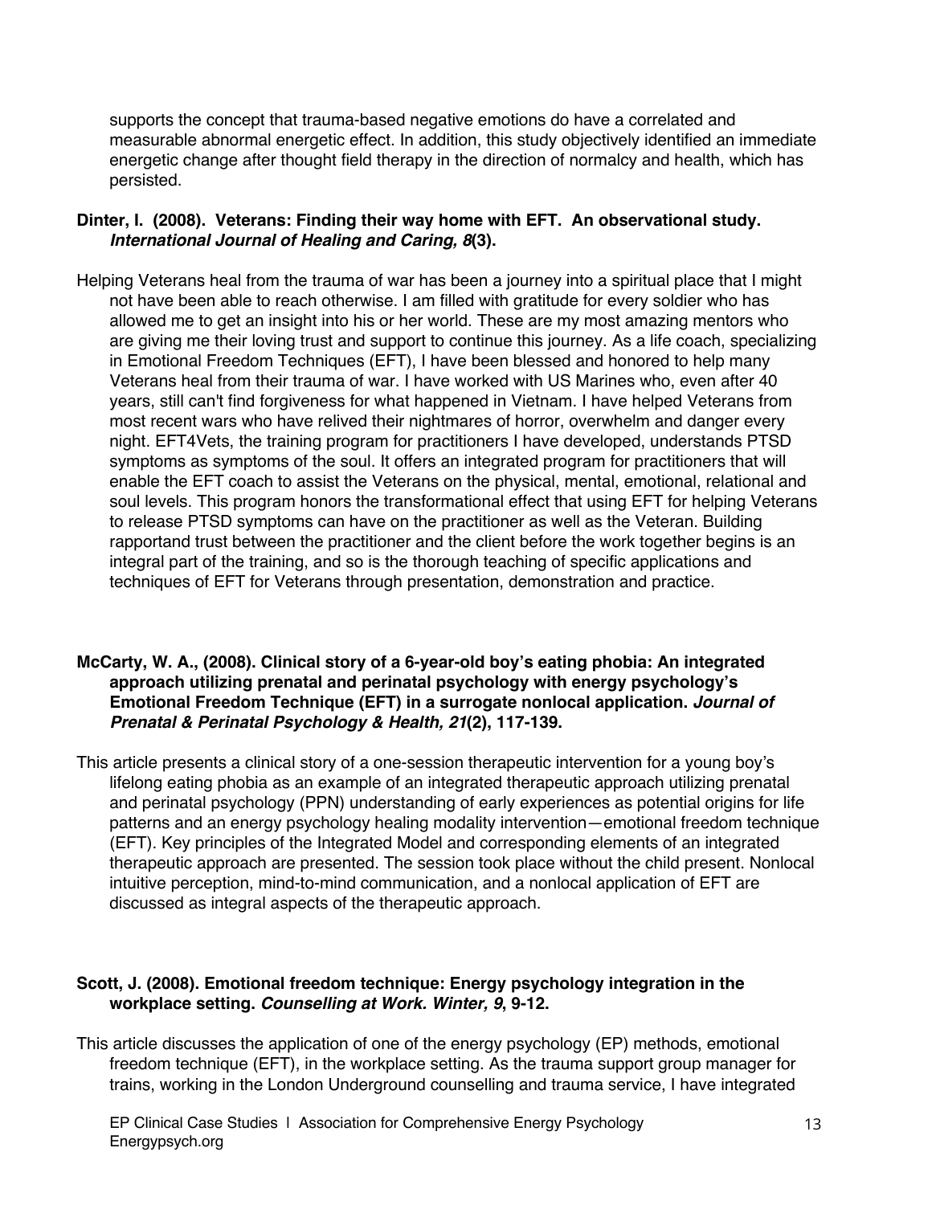supports the concept that trauma-based negative emotions do have a correlated and measurable abnormal energetic effect. In addition, this study objectively identified an immediate energetic change after thought field therapy in the direction of normalcy and health, which has persisted.

**Dinter, I. (2008). Veterans: Finding their way home with EFT. An observational study. *International Journal of Healing and Caring, 8*(3).**

Helping Veterans heal from the trauma of war has been a journey into a spiritual place that I might not have been able to reach otherwise. I am filled with gratitude for every soldier who has allowed me to get an insight into his or her world. These are my most amazing mentors who are giving me their loving trust and support to continue this journey. As a life coach, specializing in Emotional Freedom Techniques (EFT), I have been blessed and honored to help many Veterans heal from their trauma of war. I have worked with US Marines who, even after 40 years, still can't find forgiveness for what happened in Vietnam. I have helped Veterans from most recent wars who have relived their nightmares of horror, overwhelm and danger every night. EFT4Vets, the training program for practitioners I have developed, understands PTSD symptoms as symptoms of the soul. It offers an integrated program for practitioners that will enable the EFT coach to assist the Veterans on the physical, mental, emotional, relational and soul levels. This program honors the transformational effect that using EFT for helping Veterans to release PTSD symptoms can have on the practitioner as well as the Veteran. Building rapportand trust between the practitioner and the client before the work together begins is an integral part of the training, and so is the thorough teaching of specific applications and techniques of EFT for Veterans through presentation, demonstration and practice.

**McCarty, W. A., (2008). Clinical story of a 6-year-old boy's eating phobia: An integrated approach utilizing prenatal and perinatal psychology with energy psychology's Emotional Freedom Technique (EFT) in a surrogate nonlocal application. *Journal of Prenatal & Perinatal Psychology & Health, 21*(2), 117-139.**

This article presents a clinical story of a one-session therapeutic intervention for a young boy's lifelong eating phobia as an example of an integrated therapeutic approach utilizing prenatal and perinatal psychology (PPN) understanding of early experiences as potential origins for life patterns and an energy psychology healing modality intervention—emotional freedom technique (EFT). Key principles of the Integrated Model and corresponding elements of an integrated therapeutic approach are presented. The session took place without the child present. Nonlocal intuitive perception, mind-to-mind communication, and a nonlocal application of EFT are discussed as integral aspects of the therapeutic approach.

**Scott, J. (2008). Emotional freedom technique: Energy psychology integration in the workplace setting. *Counselling at Work. Winter, 9*, 9-12.**

This article discusses the application of one of the energy psychology (EP) methods, emotional freedom technique (EFT), in the workplace setting. As the trauma support group manager for trains, working in the London Underground counselling and trauma service, I have integrated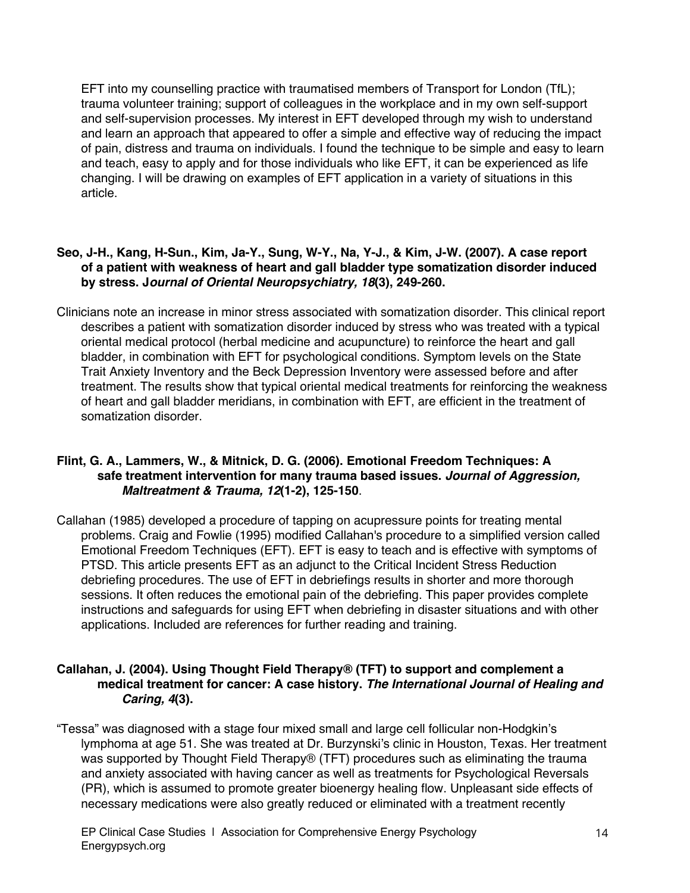EFT into my counselling practice with traumatised members of Transport for London (TfL); trauma volunteer training; support of colleagues in the workplace and in my own self-support and self-supervision processes. My interest in EFT developed through my wish to understand and learn an approach that appeared to offer a simple and effective way of reducing the impact of pain, distress and trauma on individuals. I found the technique to be simple and easy to learn and teach, easy to apply and for those individuals who like EFT, it can be experienced as life changing. I will be drawing on examples of EFT application in a variety of situations in this article.

**Seo, J-H., Kang, H-Sun., Kim, Ja-Y., Sung, W-Y., Na, Y-J., & Kim, J-W. (2007). A case report of a patient with weakness of heart and gall bladder type somatization disorder induced by stress. *Journal of Oriental Neuropsychiatry, 18*(3), 249-260.**

Clinicians note an increase in minor stress associated with somatization disorder. This clinical report describes a patient with somatization disorder induced by stress who was treated with a typical oriental medical protocol (herbal medicine and acupuncture) to reinforce the heart and gall bladder, in combination with EFT for psychological conditions. Symptom levels on the State Trait Anxiety Inventory and the Beck Depression Inventory were assessed before and after treatment. The results show that typical oriental medical treatments for reinforcing the weakness of heart and gall bladder meridians, in combination with EFT, are efficient in the treatment of somatization disorder.

**Flint, G. A., Lammers, W., & Mitnick, D. G. (2006). Emotional Freedom Techniques: A safe treatment intervention for many trauma based issues. *Journal of Aggression, Maltreatment & Trauma, 12*(1-2), 125-150.**

Callahan (1985) developed a procedure of tapping on acupressure points for treating mental problems. Craig and Fowlie (1995) modified Callahan's procedure to a simplified version called Emotional Freedom Techniques (EFT). EFT is easy to teach and is effective with symptoms of PTSD. This article presents EFT as an adjunct to the Critical Incident Stress Reduction debriefing procedures. The use of EFT in debriefings results in shorter and more thorough sessions. It often reduces the emotional pain of the debriefing. This paper provides complete instructions and safeguards for using EFT when debriefing in disaster situations and with other applications. Included are references for further reading and training.

**Callahan, J. (2004). Using Thought Field Therapy® (TFT) to support and complement a medical treatment for cancer: A case history. *The International Journal of Healing and Caring, 4*(3).**

"Tessa" was diagnosed with a stage four mixed small and large cell follicular non-Hodgkin's lymphoma at age 51. She was treated at Dr. Burzynski's clinic in Houston, Texas. Her treatment was supported by Thought Field Therapy® (TFT) procedures such as eliminating the trauma and anxiety associated with having cancer as well as treatments for Psychological Reversals (PR), which is assumed to promote greater bioenergy healing flow. Unpleasant side effects of necessary medications were also greatly reduced or eliminated with a treatment recently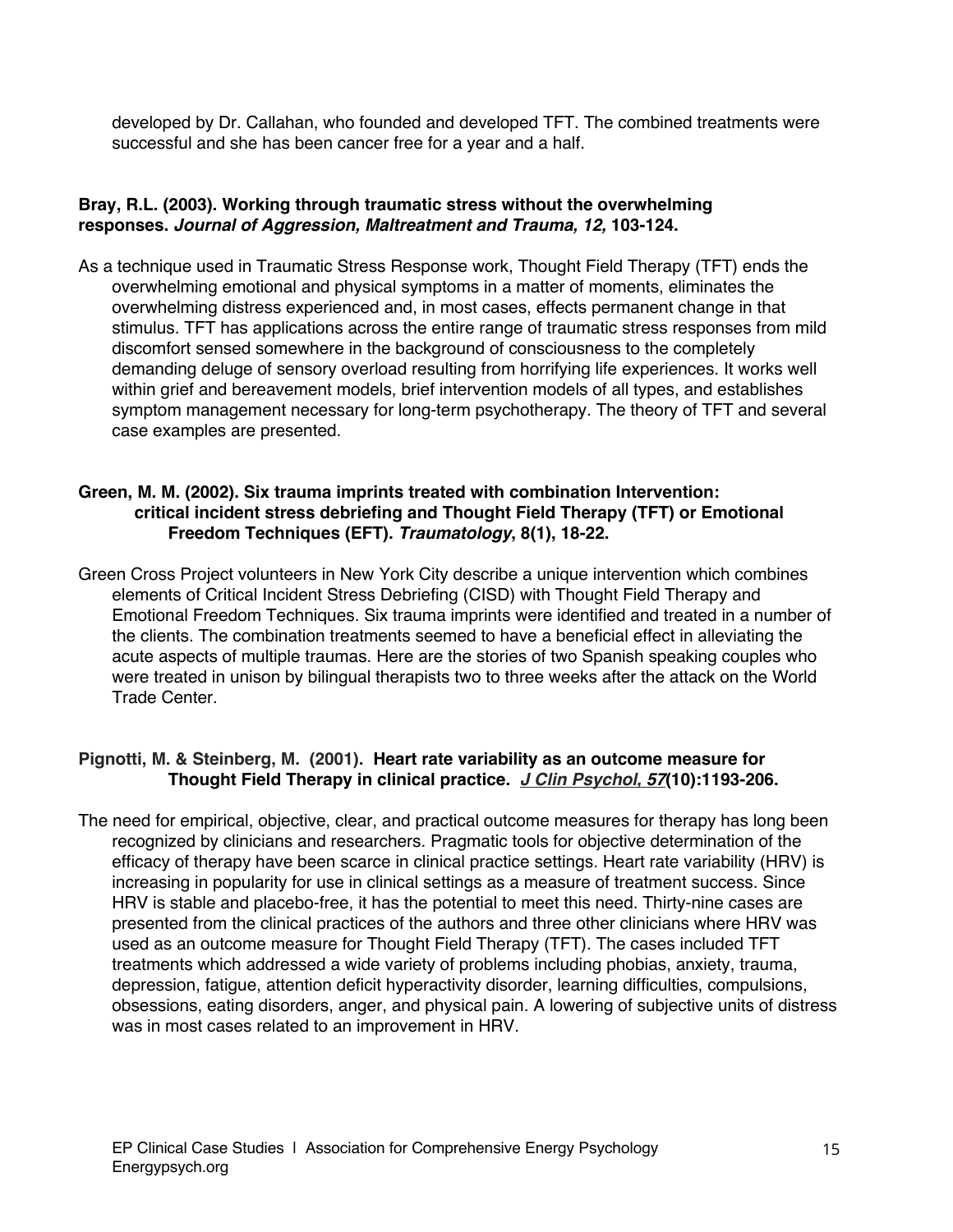developed by Dr. Callahan, who founded and developed TFT. The combined treatments were successful and she has been cancer free for a year and a half.

**Bray, R.L. (2003). Working through traumatic stress without the overwhelming responses. *Journal of Aggression, Maltreatment and Trauma, 12,* 103-124.**

As a technique used in Traumatic Stress Response work, Thought Field Therapy (TFT) ends the overwhelming emotional and physical symptoms in a matter of moments, eliminates the overwhelming distress experienced and, in most cases, effects permanent change in that stimulus. TFT has applications across the entire range of traumatic stress responses from mild discomfort sensed somewhere in the background of consciousness to the completely demanding deluge of sensory overload resulting from horrifying life experiences. It works well within grief and bereavement models, brief intervention models of all types, and establishes symptom management necessary for long-term psychotherapy. The theory of TFT and several case examples are presented.

**Green, M. M. (2002). Six trauma imprints treated with combination Intervention: critical incident stress debriefing and Thought Field Therapy (TFT) or Emotional Freedom Techniques (EFT). *Traumatology*, 8(1), 18-22.**

Green Cross Project volunteers in New York City describe a unique intervention which combines elements of Critical Incident Stress Debriefing (CISD) with Thought Field Therapy and Emotional Freedom Techniques. Six trauma imprints were identified and treated in a number of the clients. The combination treatments seemed to have a beneficial effect in alleviating the acute aspects of multiple traumas. Here are the stories of two Spanish speaking couples who were treated in unison by bilingual therapists two to three weeks after the attack on the World Trade Center.

**Pignotti, M. & Steinberg, M. (2001). Heart rate variability as an outcome measure for Thought Field Therapy in clinical practice. *J Clin Psychol, 57*(10):1193-206.**

The need for empirical, objective, clear, and practical outcome measures for therapy has long been recognized by clinicians and researchers. Pragmatic tools for objective determination of the efficacy of therapy have been scarce in clinical practice settings. Heart rate variability (HRV) is increasing in popularity for use in clinical settings as a measure of treatment success. Since HRV is stable and placebo-free, it has the potential to meet this need. Thirty-nine cases are presented from the clinical practices of the authors and three other clinicians where HRV was used as an outcome measure for Thought Field Therapy (TFT). The cases included TFT treatments which addressed a wide variety of problems including phobias, anxiety, trauma, depression, fatigue, attention deficit hyperactivity disorder, learning difficulties, compulsions, obsessions, eating disorders, anger, and physical pain. A lowering of subjective units of distress was in most cases related to an improvement in HRV.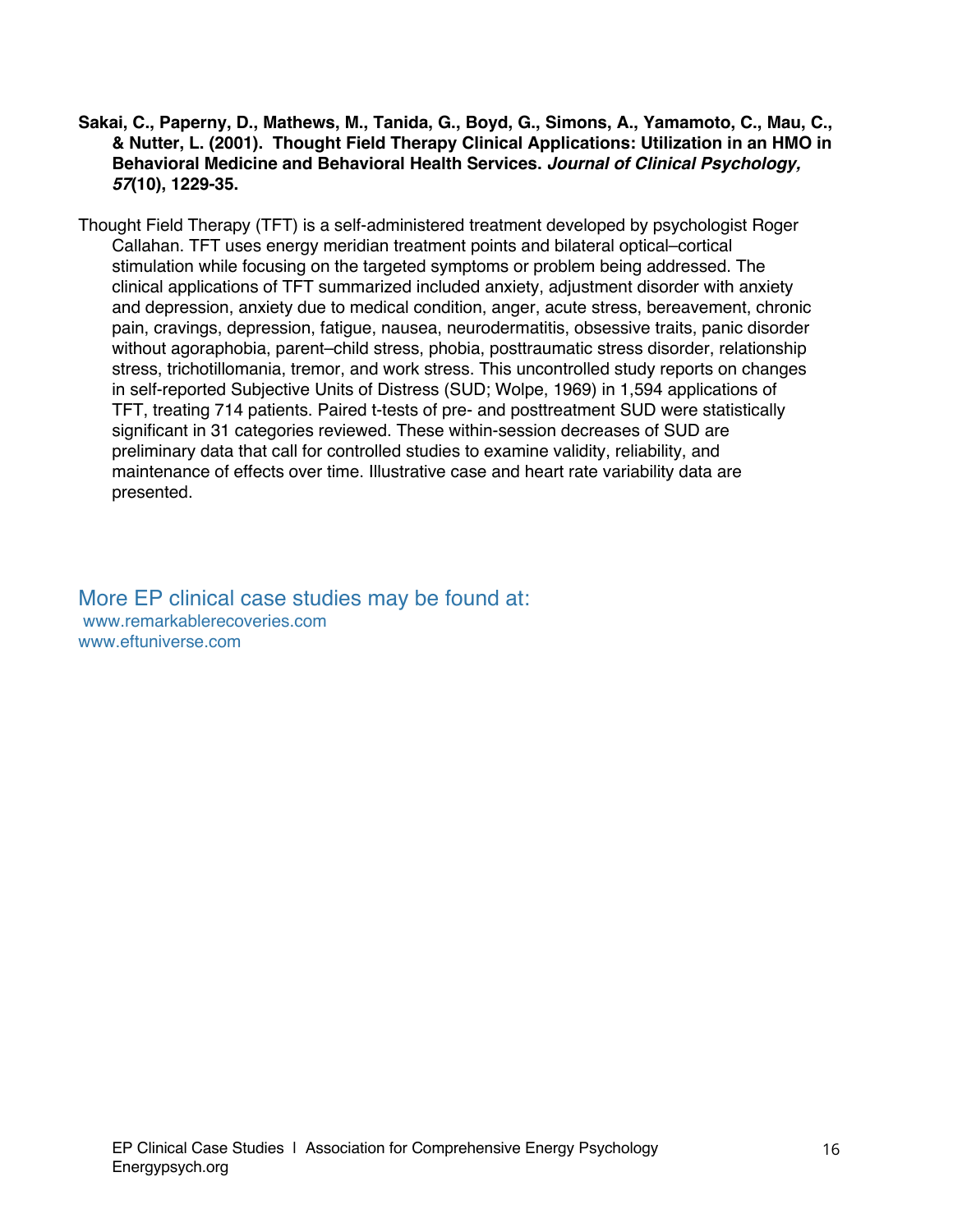**Sakai, C., Paperny, D., Mathews, M., Tanida, G., Boyd, G., Simons, A., Yamamoto, C., Mau, C., & Nutter, L. (2001). Thought Field Therapy Clinical Applications: Utilization in an HMO in Behavioral Medicine and Behavioral Health Services. *Journal of Clinical Psychology, 57*(10), 1229-35.**

Thought Field Therapy (TFT) is a self-administered treatment developed by psychologist Roger Callahan. TFT uses energy meridian treatment points and bilateral optical–cortical stimulation while focusing on the targeted symptoms or problem being addressed. The clinical applications of TFT summarized included anxiety, adjustment disorder with anxiety and depression, anxiety due to medical condition, anger, acute stress, bereavement, chronic pain, cravings, depression, fatigue, nausea, neurodermatitis, obsessive traits, panic disorder without agoraphobia, parent–child stress, phobia, posttraumatic stress disorder, relationship stress, trichotillomania, tremor, and work stress. This uncontrolled study reports on changes in self-reported Subjective Units of Distress (SUD; Wolpe, 1969) in 1,594 applications of TFT, treating 714 patients. Paired t-tests of pre- and posttreatment SUD were statistically significant in 31 categories reviewed. These within-session decreases of SUD are preliminary data that call for controlled studies to examine validity, reliability, and maintenance of effects over time. Illustrative case and heart rate variability data are presented.

## More EP clinical case studies may be found at:

www.remarkablerecoveries.com
www.eftuniverse.com